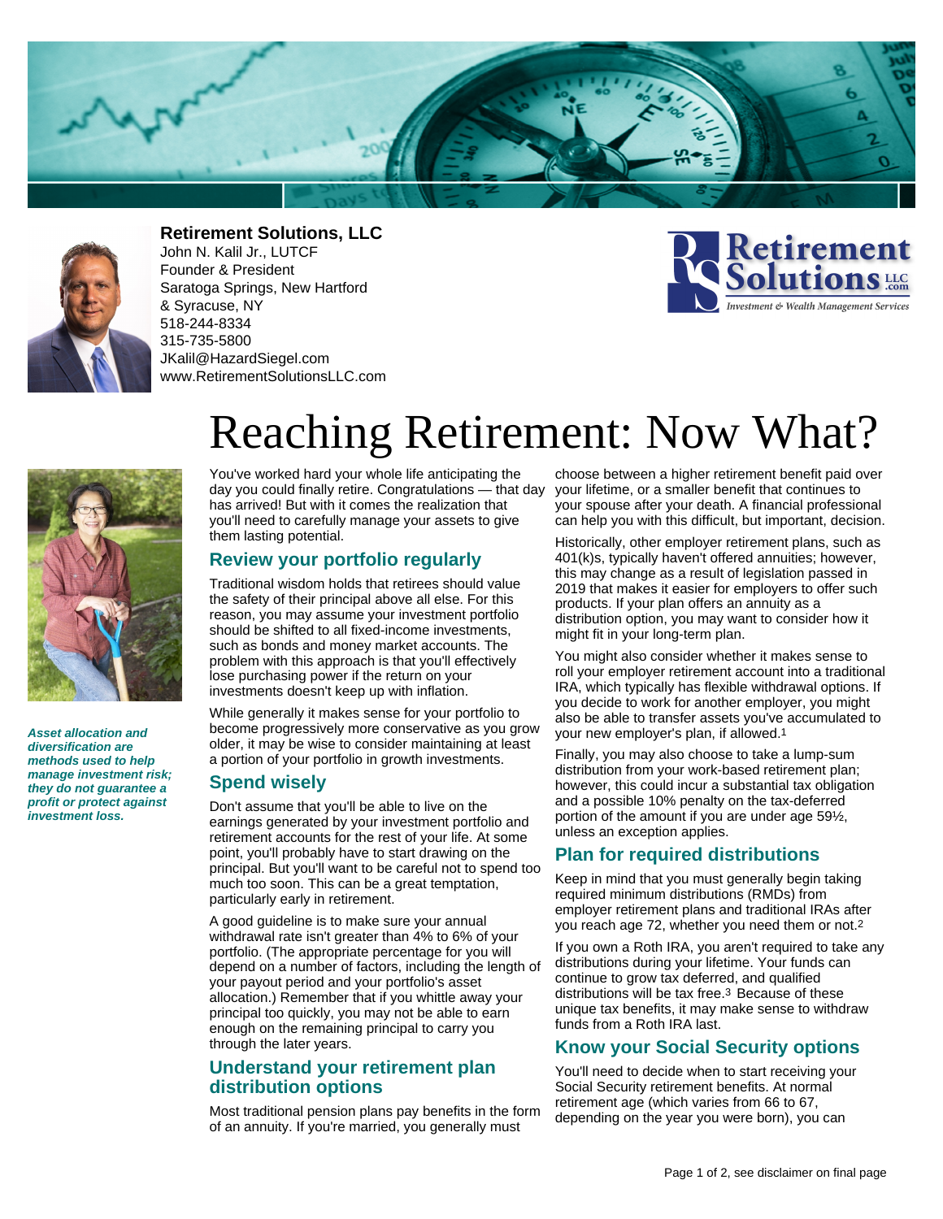**Retirement Solutions, LLC**
John N. Kalil Jr., LUTCF
Founder & President
Saratoga Springs, New Hartford & Syracuse, NY
518-244-8334
315-735-5800
JKalil@HazardSiegel.com
www.RetirementSolutionsLLC.com

# Reaching Retirement: Now What?

*Asset allocation and diversification are methods used to help manage investment risk; they do not guarantee a profit or protect against investment loss.*

You've worked hard your whole life anticipating the day you could finally retire. Congratulations — that day has arrived! But with it comes the realization that you'll need to carefully manage your assets to give them lasting potential.

## Review your portfolio regularly

Traditional wisdom holds that retirees should value the safety of their principal above all else. For this reason, you may assume your investment portfolio should be shifted to all fixed-income investments, such as bonds and money market accounts. The problem with this approach is that you'll effectively lose purchasing power if the return on your investments doesn't keep up with inflation.

While generally it makes sense for your portfolio to become progressively more conservative as you grow older, it may be wise to consider maintaining at least a portion of your portfolio in growth investments.

## Spend wisely

Don't assume that you'll be able to live on the earnings generated by your investment portfolio and retirement accounts for the rest of your life. At some point, you'll probably have to start drawing on the principal. But you'll want to be careful not to spend too much too soon. This can be a great temptation, particularly early in retirement.

A good guideline is to make sure your annual withdrawal rate isn't greater than 4% to 6% of your portfolio. (The appropriate percentage for you will depend on a number of factors, including the length of your payout period and your portfolio's asset allocation.) Remember that if you whittle away your principal too quickly, you may not be able to earn enough on the remaining principal to carry you through the later years.

## Understand your retirement plan distribution options

Most traditional pension plans pay benefits in the form of an annuity. If you're married, you generally must choose between a higher retirement benefit paid over your lifetime, or a smaller benefit that continues to your spouse after your death. A financial professional can help you with this difficult, but important, decision.

Historically, other employer retirement plans, such as 401(k)s, typically haven't offered annuities; however, this may change as a result of legislation passed in 2019 that makes it easier for employers to offer such products. If your plan offers an annuity as a distribution option, you may want to consider how it might fit in your long-term plan.

You might also consider whether it makes sense to roll your employer retirement account into a traditional IRA, which typically has flexible withdrawal options. If you decide to work for another employer, you might also be able to transfer assets you've accumulated to your new employer's plan, if allowed.[1]

Finally, you may also choose to take a lump-sum distribution from your work-based retirement plan; however, this could incur a substantial tax obligation and a possible 10% penalty on the tax-deferred portion of the amount if you are under age 59½, unless an exception applies.

## Plan for required distributions

Keep in mind that you must generally begin taking required minimum distributions (RMDs) from employer retirement plans and traditional IRAs after you reach age 72, whether you need them or not.[2]

If you own a Roth IRA, you aren't required to take any distributions during your lifetime. Your funds can continue to grow tax deferred, and qualified distributions will be tax free.[3] Because of these unique tax benefits, it may make sense to withdraw funds from a Roth IRA last.

## Know your Social Security options

You'll need to decide when to start receiving your Social Security retirement benefits. At normal retirement age (which varies from 66 to 67, depending on the year you were born), you can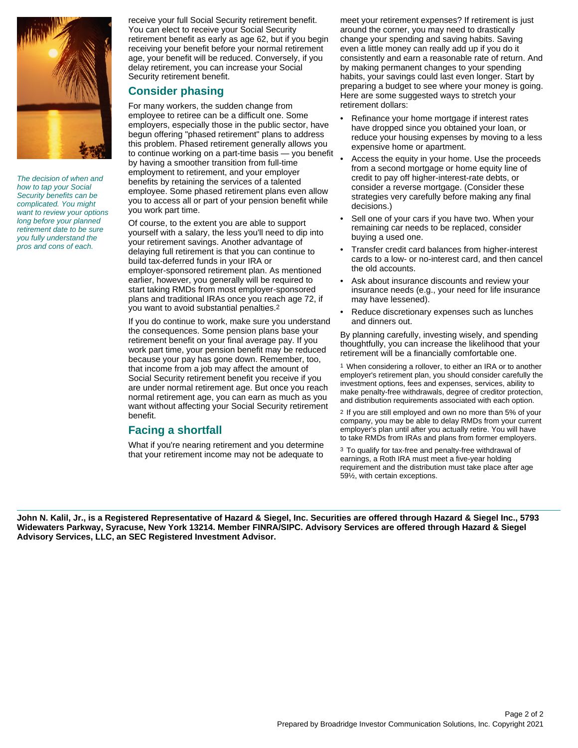*The decision of when and how to tap your Social Security benefits can be complicated. You might want to review your options long before your planned retirement date to be sure you fully understand the pros and cons of each.*

receive your full Social Security retirement benefit. You can elect to receive your Social Security retirement benefit as early as age 62, but if you begin receiving your benefit before your normal retirement age, your benefit will be reduced. Conversely, if you delay retirement, you can increase your Social Security retirement benefit.

## Consider phasing

For many workers, the sudden change from employee to retiree can be a difficult one. Some employers, especially those in the public sector, have begun offering "phased retirement" plans to address this problem. Phased retirement generally allows you to continue working on a part-time basis — you benefit by having a smoother transition from full-time employment to retirement, and your employer benefits by retaining the services of a talented employee. Some phased retirement plans even allow you to access all or part of your pension benefit while you work part time.

Of course, to the extent you are able to support yourself with a salary, the less you'll need to dip into your retirement savings. Another advantage of delaying full retirement is that you can continue to build tax-deferred funds in your IRA or employer-sponsored retirement plan. As mentioned earlier, however, you generally will be required to start taking RMDs from most employer-sponsored plans and traditional IRAs once you reach age 72, if you want to avoid substantial penalties.[2]

If you do continue to work, make sure you understand the consequences. Some pension plans base your retirement benefit on your final average pay. If you work part time, your pension benefit may be reduced because your pay has gone down. Remember, too, that income from a job may affect the amount of Social Security retirement benefit you receive if you are under normal retirement age. But once you reach normal retirement age, you can earn as much as you want without affecting your Social Security retirement benefit.

## Facing a shortfall

What if you're nearing retirement and you determine that your retirement income may not be adequate to meet your retirement expenses? If retirement is just around the corner, you may need to drastically change your spending and saving habits. Saving even a little money can really add up if you do it consistently and earn a reasonable rate of return. And by making permanent changes to your spending habits, your savings could last even longer. Start by preparing a budget to see where your money is going. Here are some suggested ways to stretch your retirement dollars:

- Refinance your home mortgage if interest rates have dropped since you obtained your loan, or reduce your housing expenses by moving to a less expensive home or apartment.
- Access the equity in your home. Use the proceeds from a second mortgage or home equity line of credit to pay off higher-interest-rate debts, or consider a reverse mortgage. (Consider these strategies very carefully before making any final decisions.)
- Sell one of your cars if you have two. When your remaining car needs to be replaced, consider buying a used one.
- Transfer credit card balances from higher-interest cards to a low- or no-interest card, and then cancel the old accounts.
- Ask about insurance discounts and review your insurance needs (e.g., your need for life insurance may have lessened).
- Reduce discretionary expenses such as lunches and dinners out.

By planning carefully, investing wisely, and spending thoughtfully, you can increase the likelihood that your retirement will be a financially comfortable one.

[1] When considering a rollover, to either an IRA or to another employer's retirement plan, you should consider carefully the investment options, fees and expenses, services, ability to make penalty-free withdrawals, degree of creditor protection, and distribution requirements associated with each option.

[2] If you are still employed and own no more than 5% of your company, you may be able to delay RMDs from your current employer's plan until after you actually retire. You will have to take RMDs from IRAs and plans from former employers.

[3] To qualify for tax-free and penalty-free withdrawal of earnings, a Roth IRA must meet a five-year holding requirement and the distribution must take place after age 59½, with certain exceptions.

**John N. Kalil, Jr., is a Registered Representative of Hazard & Siegel, Inc. Securities are offered through Hazard & Siegel Inc., 5793 Widewaters Parkway, Syracuse, New York 13214. Member FINRA/SIPC. Advisory Services are offered through Hazard & Siegel Advisory Services, LLC, an SEC Registered Investment Advisor.**

Prepared by Broadridge Investor Communication Solutions, Inc. Copyright 2021